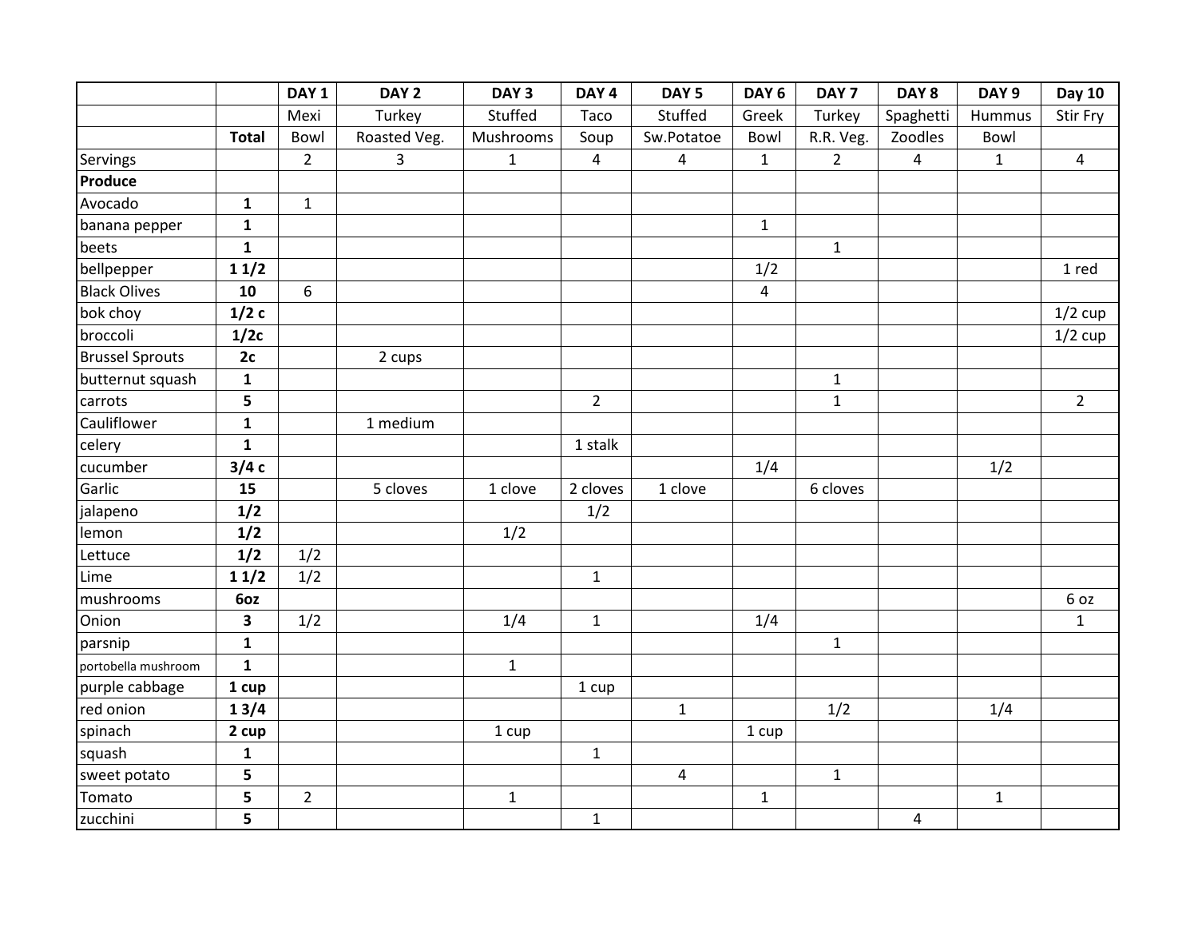| | | DAY 1 | DAY 2 | DAY 3 | DAY 4 | DAY 5 | DAY 6 | DAY 7 | DAY 8 | DAY 9 | Day 10 |
|---|---|---|---|---|---|---|---|---|---|---|---|
| | | Mexi | Turkey | Stuffed | Taco | Stuffed | Greek | Turkey | Spaghetti | Hummus | Stir Fry |
| | **Total** | Bowl | Roasted Veg. | Mushrooms | Soup | Sw.Potatoe | Bowl | R.R. Veg. | Zoodles | Bowl | |
| Servings | | 2 | 3 | 1 | 4 | 4 | 1 | 2 | 4 | 1 | 4 |
| **Produce** | | | | | | | | | | | |
| Avocado | **1** | 1 | | | | | | | | | |
| banana pepper | **1** | | | | | | 1 | | | | |
| beets | **1** | | | | | | | 1 | | | |
| bellpepper | **1 1/2** | | | | | | 1/2 | | | | 1 red |
| Black Olives | **10** | 6 | | | | | 4 | | | | |
| bok choy | **1/2 c** | | | | | | | | | | 1/2 cup |
| broccoli | **1/2c** | | | | | | | | | | 1/2 cup |
| Brussel Sprouts | **2c** | | 2 cups | | | | | | | | |
| butternut squash | **1** | | | | | | | 1 | | | |
| carrots | **5** | | | | 2 | | | 1 | | | 2 |
| Cauliflower | **1** | | 1 medium | | | | | | | | |
| celery | **1** | | | | 1 stalk | | | | | | |
| cucumber | **3/4 c** | | | | | | 1/4 | | | 1/2 | |
| Garlic | **15** | | 5 cloves | 1 clove | 2 cloves | 1 clove | | 6 cloves | | | |
| jalapeno | **1/2** | | | | 1/2 | | | | | | |
| lemon | **1/2** | | | 1/2 | | | | | | | |
| Lettuce | **1/2** | 1/2 | | | | | | | | | |
| Lime | **1 1/2** | 1/2 | | | 1 | | | | | | |
| mushrooms | **6oz** | | | | | | | | | | 6 oz |
| Onion | **3** | 1/2 | | 1/4 | 1 | | 1/4 | | | | 1 |
| parsnip | **1** | | | | | | | 1 | | | |
| portobella mushroom | **1** | | | 1 | | | | | | | |
| purple cabbage | **1 cup** | | | | 1 cup | | | | | | |
| red onion | **1 3/4** | | | | | 1 | | 1/2 | | 1/4 | |
| spinach | **2 cup** | | | 1 cup | | | 1 cup | | | | |
| squash | **1** | | | | 1 | | | | | | |
| sweet potato | **5** | | | | | 4 | | 1 | | | |
| Tomato | **5** | 2 | | 1 | | | 1 | | | 1 | |
| zucchini | **5** | | | | 1 | | | | 4 | | |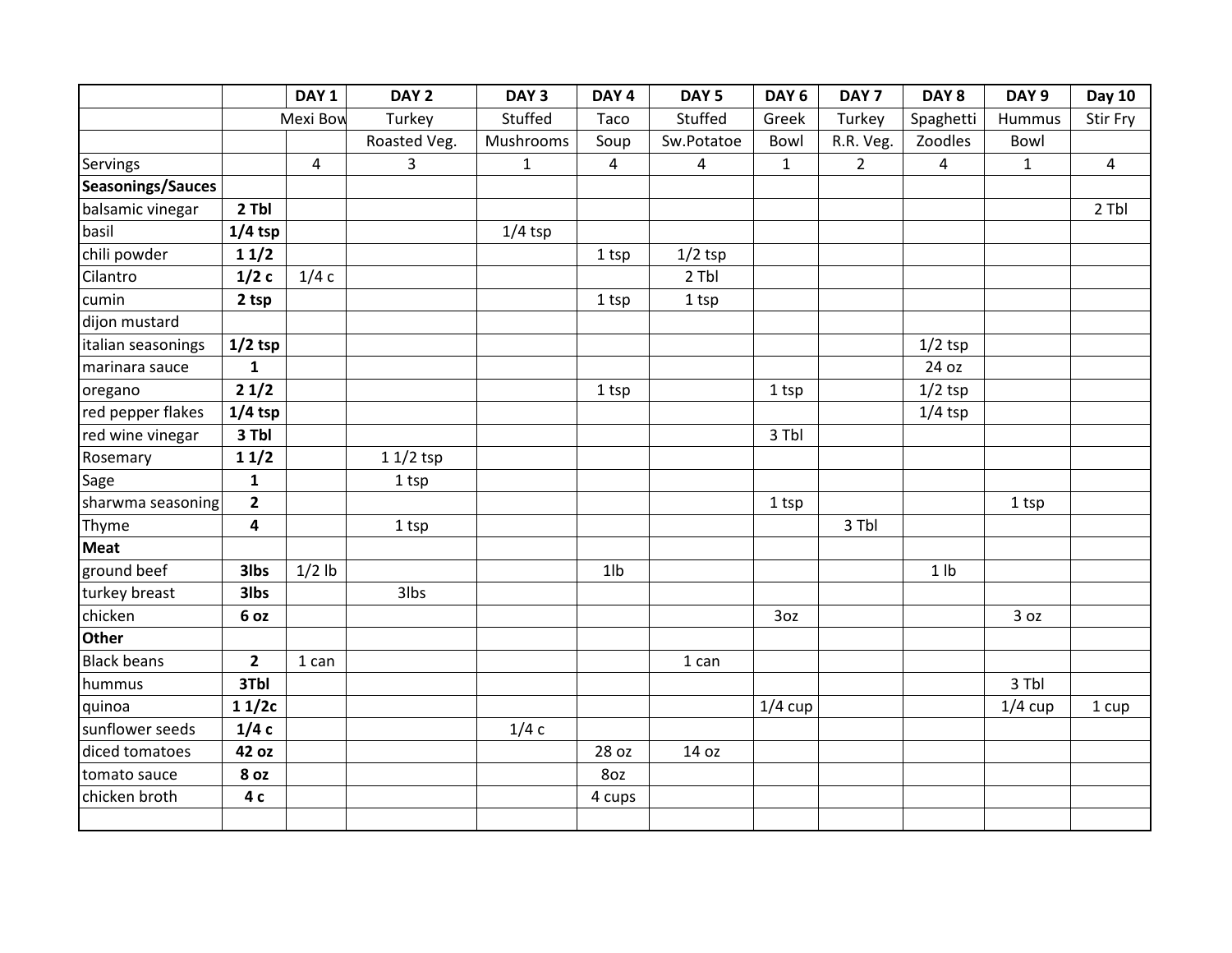| | | DAY 1 | DAY 2 | DAY 3 | DAY 4 | DAY 5 | DAY 6 | DAY 7 | DAY 8 | DAY 9 | Day 10 |
|---|---|---|---|---|---|---|---|---|---|---|---|
| | | Mexi Bow | Turkey | Stuffed | Taco | Stuffed | Greek | Turkey | Spaghetti | Hummus | Stir Fry |
| | | | Roasted Veg. | Mushrooms | Soup | Sw.Potatoe | Bowl | R.R. Veg. | Zoodles | Bowl | |
| Servings | | 4 | 3 | 1 | 4 | 4 | 1 | 2 | 4 | 1 | 4 |
| **Seasonings/Sauces** | | | | | | | | | | | |
| balsamic vinegar | **2 Tbl** | | | | | | | | | | 2 Tbl |
| basil | **1/4 tsp** | | | 1/4 tsp | | | | | | | |
| chili powder | **1 1/2** | | | | 1 tsp | 1/2 tsp | | | | | |
| Cilantro | **1/2 c** | 1/4 c | | | | 2 Tbl | | | | | |
| cumin | **2 tsp** | | | | 1 tsp | 1 tsp | | | | | |
| dijon mustard | | | | | | | | | | | |
| italian seasonings | **1/2 tsp** | | | | | | | | 1/2 tsp | | |
| marinara sauce | **1** | | | | | | | | 24 oz | | |
| oregano | **2 1/2** | | | | 1 tsp | | 1 tsp | | 1/2 tsp | | |
| red pepper flakes | **1/4 tsp** | | | | | | | | 1/4 tsp | | |
| red wine vinegar | **3 Tbl** | | | | | | 3 Tbl | | | | |
| Rosemary | **1 1/2** | | 1 1/2 tsp | | | | | | | | |
| Sage | **1** | | 1 tsp | | | | | | | | |
| sharwma seasoning | **2** | | | | | | 1 tsp | | | 1 tsp | |
| Thyme | **4** | | 1 tsp | | | | | 3 Tbl | | | |
| **Meat** | | | | | | | | | | | |
| ground beef | **3lbs** | 1/2 lb | | | 1lb | | | | 1 lb | | |
| turkey breast | **3lbs** | | 3lbs | | | | | | | | |
| chicken | **6 oz** | | | | | | 3oz | | | 3 oz | |
| **Other** | | | | | | | | | | | |
| Black beans | **2** | 1 can | | | | 1 can | | | | | |
| hummus | **3Tbl** | | | | | | | | | 3 Tbl | |
| quinoa | **1 1/2c** | | | | | | 1/4 cup | | | 1/4 cup | 1 cup |
| sunflower seeds | **1/4 c** | | | 1/4 c | | | | | | | |
| diced tomatoes | **42 oz** | | | | 28 oz | 14 oz | | | | | |
| tomato sauce | **8 oz** | | | | 8oz | | | | | | |
| chicken broth | **4 c** | | | | 4 cups | | | | | | |
| | | | | | | | | | | | |